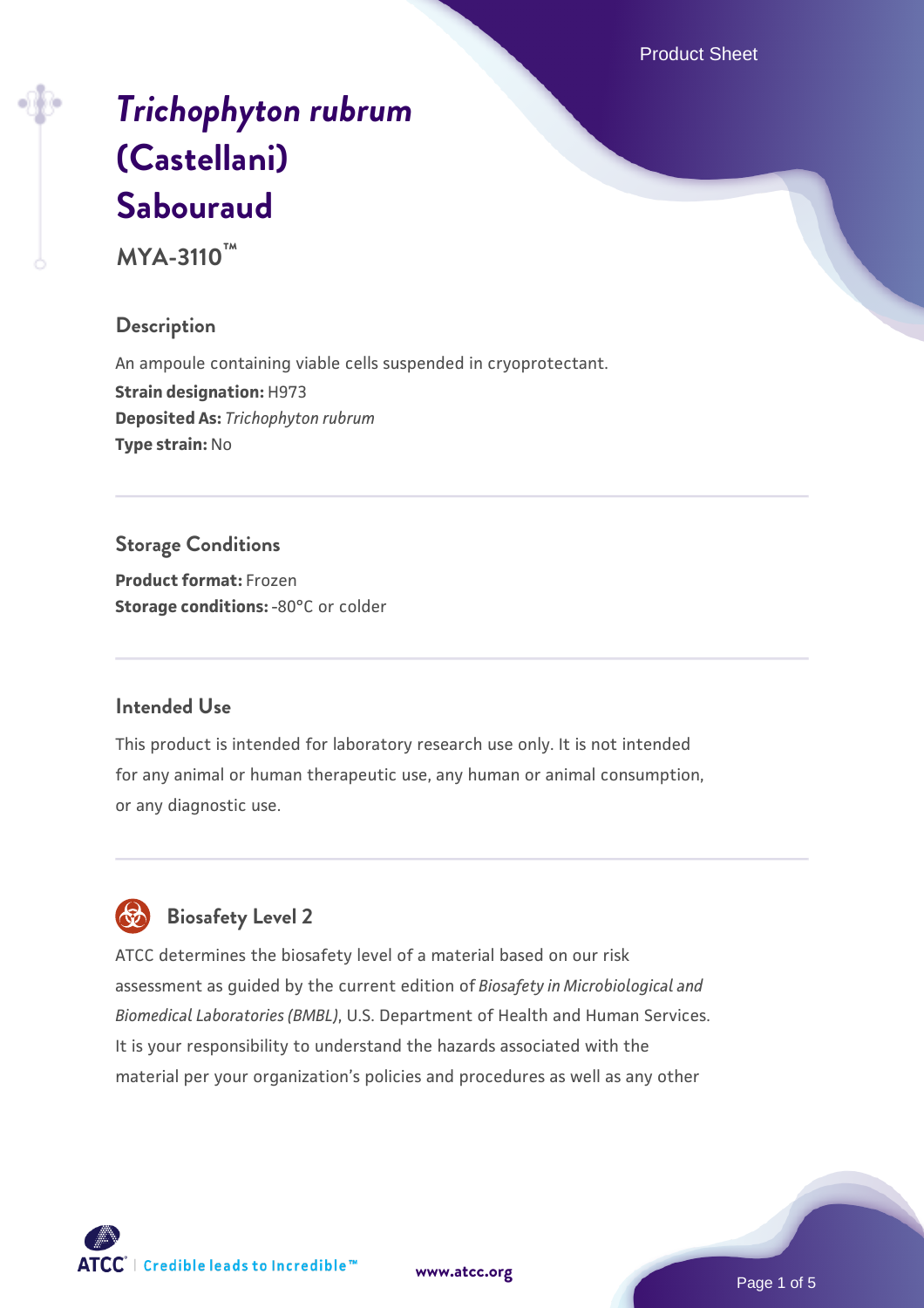# *Trichophyton rubrum* (Castellani) Sabouraud

**MYA-3110™**

## Description

An ampoule containing viable cells suspended in cryoprotectant.

**Strain designation:** H973

**Deposited As:** *Trichophyton rubrum*

**Type strain:** No

## Storage Conditions

**Product format:** Frozen

**Storage conditions:** -80°C or colder

## Intended Use

This product is intended for laboratory research use only. It is not intended for any animal or human therapeutic use, any human or animal consumption, or any diagnostic use.

## Biosafety Level 2

ATCC determines the biosafety level of a material based on our risk assessment as guided by the current edition of *Biosafety in Microbiological and Biomedical Laboratories (BMBL)*, U.S. Department of Health and Human Services. It is your responsibility to understand the hazards associated with the material per your organization's policies and procedures as well as any other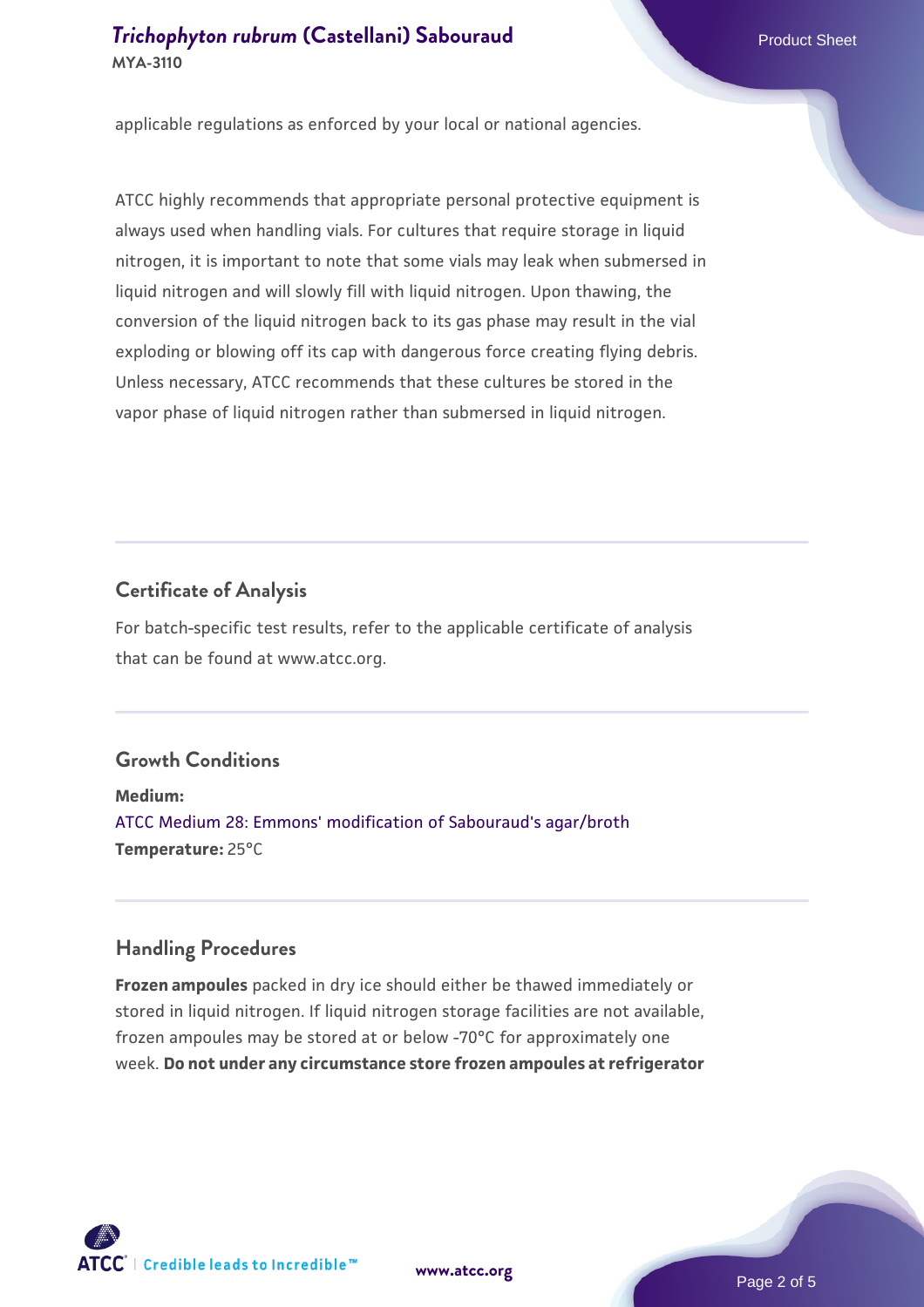applicable regulations as enforced by your local or national agencies.

ATCC highly recommends that appropriate personal protective equipment is always used when handling vials. For cultures that require storage in liquid nitrogen, it is important to note that some vials may leak when submersed in liquid nitrogen and will slowly fill with liquid nitrogen. Upon thawing, the conversion of the liquid nitrogen back to its gas phase may result in the vial exploding or blowing off its cap with dangerous force creating flying debris. Unless necessary, ATCC recommends that these cultures be stored in the vapor phase of liquid nitrogen rather than submersed in liquid nitrogen.

## Certificate of Analysis

For batch-specific test results, refer to the applicable certificate of analysis that can be found at www.atcc.org.

## Growth Conditions

**Medium:**
ATCC Medium 28: Emmons' modification of Sabouraud's agar/broth
**Temperature:** 25°C

## Handling Procedures

**Frozen ampoules** packed in dry ice should either be thawed immediately or stored in liquid nitrogen. If liquid nitrogen storage facilities are not available, frozen ampoules may be stored at or below -70°C for approximately one week. **Do not under any circumstance store frozen ampoules at refrigerator**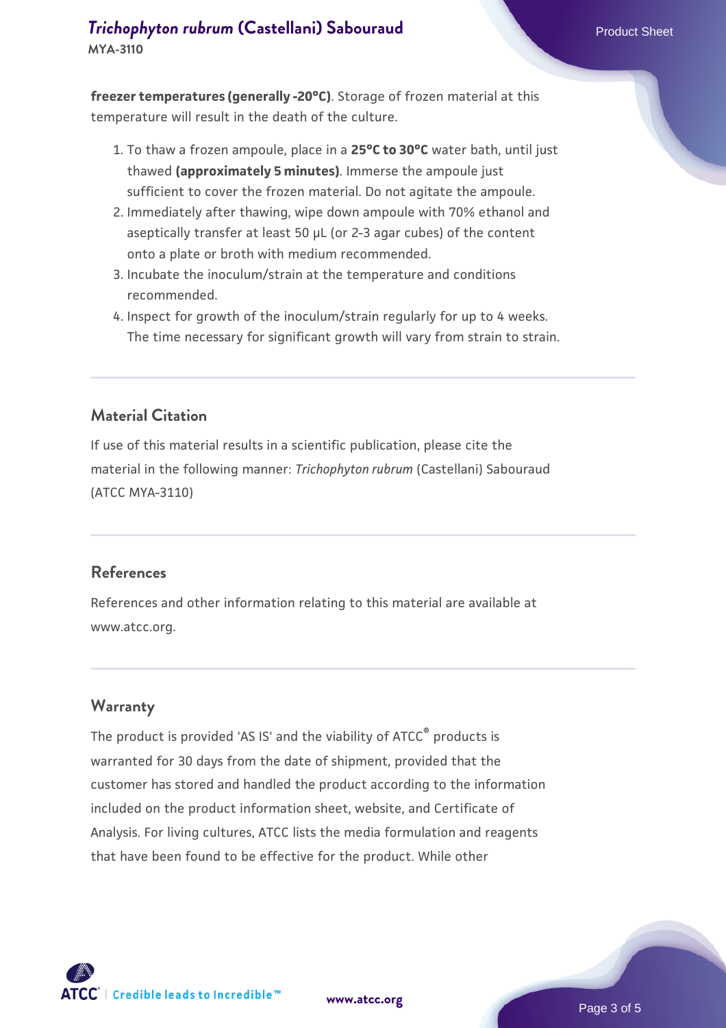**freezer temperatures (generally -20°C)**. Storage of frozen material at this temperature will result in the death of the culture.

1. To thaw a frozen ampoule, place in a **25°C to 30°C** water bath, until just thawed **(approximately 5 minutes)**. Immerse the ampoule just sufficient to cover the frozen material. Do not agitate the ampoule.
2. Immediately after thawing, wipe down ampoule with 70% ethanol and aseptically transfer at least 50 µL (or 2-3 agar cubes) of the content onto a plate or broth with medium recommended.
3. Incubate the inoculum/strain at the temperature and conditions recommended.
4. Inspect for growth of the inoculum/strain regularly for up to 4 weeks. The time necessary for significant growth will vary from strain to strain.

## Material Citation

If use of this material results in a scientific publication, please cite the material in the following manner: *Trichophyton rubrum* (Castellani) Sabouraud (ATCC MYA-3110)

## References

References and other information relating to this material are available at www.atcc.org.

## Warranty

The product is provided 'AS IS' and the viability of ATCC® products is warranted for 30 days from the date of shipment, provided that the customer has stored and handled the product according to the information included on the product information sheet, website, and Certificate of Analysis. For living cultures, ATCC lists the media formulation and reagents that have been found to be effective for the product. While other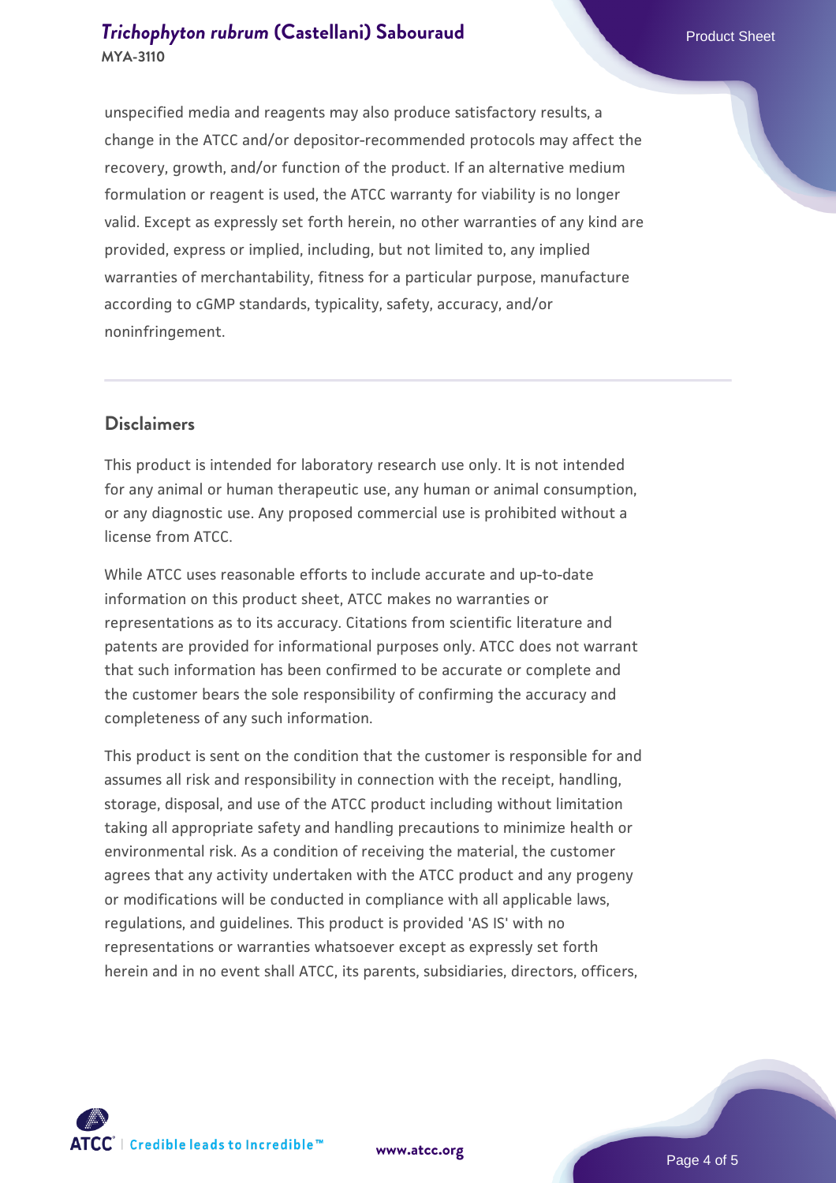unspecified media and reagents may also produce satisfactory results, a change in the ATCC and/or depositor-recommended protocols may affect the recovery, growth, and/or function of the product. If an alternative medium formulation or reagent is used, the ATCC warranty for viability is no longer valid. Except as expressly set forth herein, no other warranties of any kind are provided, express or implied, including, but not limited to, any implied warranties of merchantability, fitness for a particular purpose, manufacture according to cGMP standards, typicality, safety, accuracy, and/or noninfringement.

## Disclaimers

This product is intended for laboratory research use only. It is not intended for any animal or human therapeutic use, any human or animal consumption, or any diagnostic use. Any proposed commercial use is prohibited without a license from ATCC.

While ATCC uses reasonable efforts to include accurate and up-to-date information on this product sheet, ATCC makes no warranties or representations as to its accuracy. Citations from scientific literature and patents are provided for informational purposes only. ATCC does not warrant that such information has been confirmed to be accurate or complete and the customer bears the sole responsibility of confirming the accuracy and completeness of any such information.

This product is sent on the condition that the customer is responsible for and assumes all risk and responsibility in connection with the receipt, handling, storage, disposal, and use of the ATCC product including without limitation taking all appropriate safety and handling precautions to minimize health or environmental risk. As a condition of receiving the material, the customer agrees that any activity undertaken with the ATCC product and any progeny or modifications will be conducted in compliance with all applicable laws, regulations, and guidelines. This product is provided 'AS IS' with no representations or warranties whatsoever except as expressly set forth herein and in no event shall ATCC, its parents, subsidiaries, directors, officers,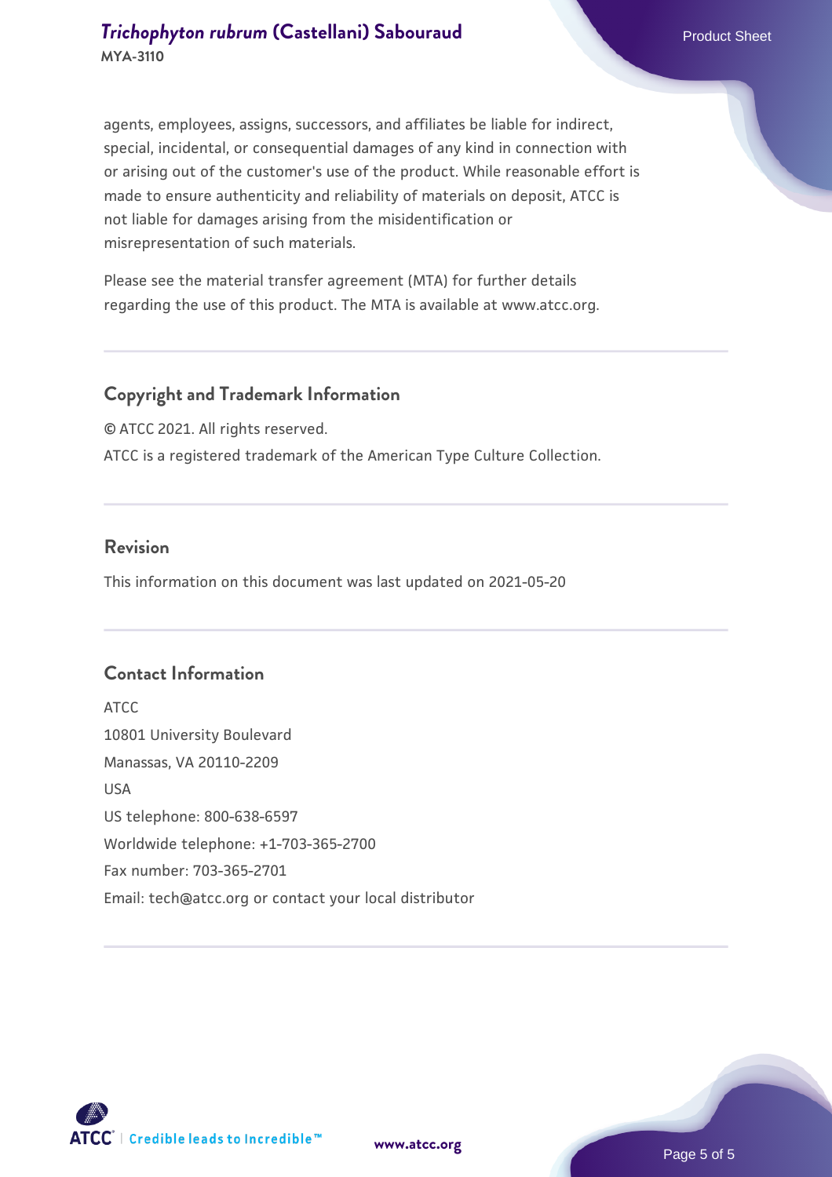agents, employees, assigns, successors, and affiliates be liable for indirect, special, incidental, or consequential damages of any kind in connection with or arising out of the customer's use of the product. While reasonable effort is made to ensure authenticity and reliability of materials on deposit, ATCC is not liable for damages arising from the misidentification or misrepresentation of such materials.

Please see the material transfer agreement (MTA) for further details regarding the use of this product. The MTA is available at www.atcc.org.

## Copyright and Trademark Information

© ATCC 2021. All rights reserved.

ATCC is a registered trademark of the American Type Culture Collection.

## Revision

This information on this document was last updated on 2021-05-20

## Contact Information

ATCC
10801 University Boulevard
Manassas, VA 20110-2209
USA
US telephone: 800-638-6597
Worldwide telephone: +1-703-365-2700
Fax number: 703-365-2701
Email: tech@atcc.org or contact your local distributor